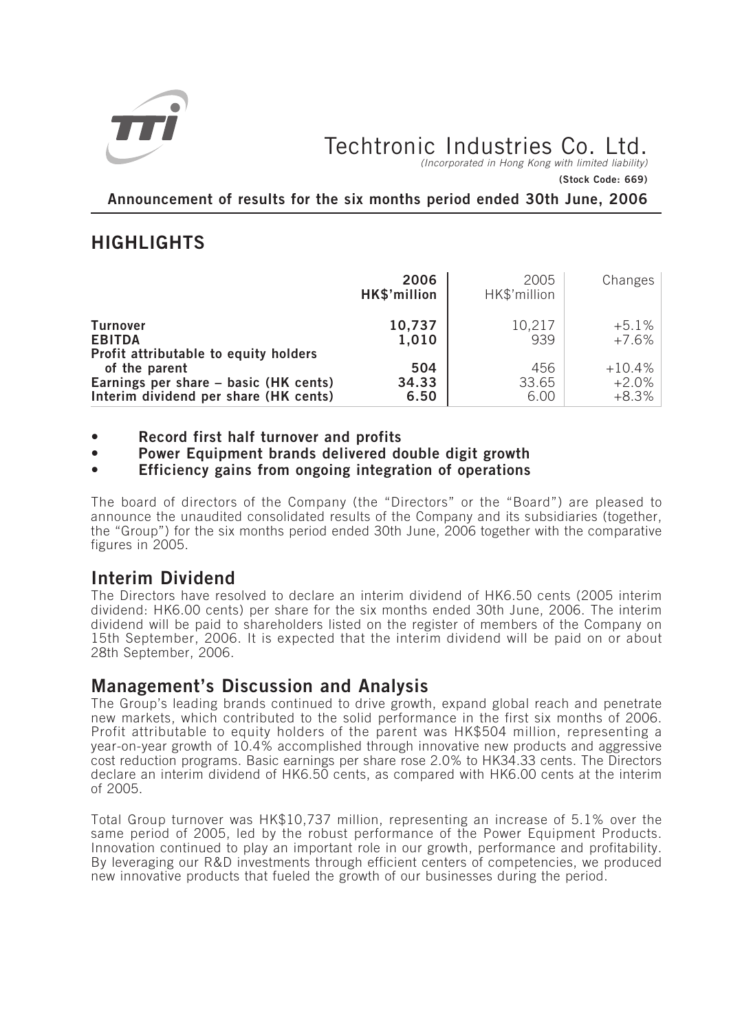# Techtronic Industries Co. Ltd.

*(Incorporated in Hong Kong with limited liability)*

**(Stock Code: 669)**

**Announcement of results for the six months period ended 30th June, 2006**

## HIGHLIGHTS

| | 2006<br>HK$'million | 2005<br>HK$'million | Changes |
|---|---|---|---|
| **Turnover** | **10,737** | 10,217 | +5.1% |
| **EBITDA** | **1,010** | 939 | +7.6% |
| **Profit attributable to equity holders of the parent** | **504** | 456 | +10.4% |
| **Earnings per share – basic (HK cents)** | **34.33** | 33.65 | +2.0% |
| **Interim dividend per share (HK cents)** | **6.50** | 6.00 | +8.3% |

- **Record first half turnover and profits**
- **Power Equipment brands delivered double digit growth**
- **Efficiency gains from ongoing integration of operations**

The board of directors of the Company (the "Directors" or the "Board") are pleased to announce the unaudited consolidated results of the Company and its subsidiaries (together, the "Group") for the six months period ended 30th June, 2006 together with the comparative figures in 2005.

## Interim Dividend

The Directors have resolved to declare an interim dividend of HK6.50 cents (2005 interim dividend: HK6.00 cents) per share for the six months ended 30th June, 2006. The interim dividend will be paid to shareholders listed on the register of members of the Company on 15th September, 2006. It is expected that the interim dividend will be paid on or about 28th September, 2006.

## Management's Discussion and Analysis

The Group's leading brands continued to drive growth, expand global reach and penetrate new markets, which contributed to the solid performance in the first six months of 2006. Profit attributable to equity holders of the parent was HK$504 million, representing a year-on-year growth of 10.4% accomplished through innovative new products and aggressive cost reduction programs. Basic earnings per share rose 2.0% to HK34.33 cents. The Directors declare an interim dividend of HK6.50 cents, as compared with HK6.00 cents at the interim of 2005.

Total Group turnover was HK$10,737 million, representing an increase of 5.1% over the same period of 2005, led by the robust performance of the Power Equipment Products. Innovation continued to play an important role in our growth, performance and profitability. By leveraging our R&D investments through efficient centers of competencies, we produced new innovative products that fueled the growth of our businesses during the period.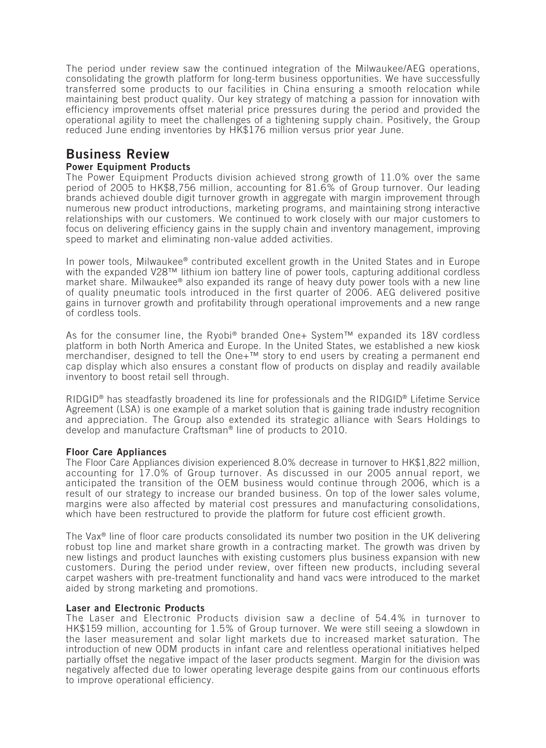The period under review saw the continued integration of the Milwaukee/AEG operations, consolidating the growth platform for long-term business opportunities. We have successfully transferred some products to our facilities in China ensuring a smooth relocation while maintaining best product quality. Our key strategy of matching a passion for innovation with efficiency improvements offset material price pressures during the period and provided the operational agility to meet the challenges of a tightening supply chain. Positively, the Group reduced June ending inventories by HK$176 million versus prior year June.

## Business Review

### Power Equipment Products

The Power Equipment Products division achieved strong growth of 11.0% over the same period of 2005 to HK$8,756 million, accounting for 81.6% of Group turnover. Our leading brands achieved double digit turnover growth in aggregate with margin improvement through numerous new product introductions, marketing programs, and maintaining strong interactive relationships with our customers. We continued to work closely with our major customers to focus on delivering efficiency gains in the supply chain and inventory management, improving speed to market and eliminating non-value added activities.

In power tools, Milwaukee® contributed excellent growth in the United States and in Europe with the expanded V28™ lithium ion battery line of power tools, capturing additional cordless market share. Milwaukee® also expanded its range of heavy duty power tools with a new line of quality pneumatic tools introduced in the first quarter of 2006. AEG delivered positive gains in turnover growth and profitability through operational improvements and a new range of cordless tools.

As for the consumer line, the Ryobi® branded One+ System™ expanded its 18V cordless platform in both North America and Europe. In the United States, we established a new kiosk merchandiser, designed to tell the One+™ story to end users by creating a permanent end cap display which also ensures a constant flow of products on display and readily available inventory to boost retail sell through.

RIDGID® has steadfastly broadened its line for professionals and the RIDGID® Lifetime Service Agreement (LSA) is one example of a market solution that is gaining trade industry recognition and appreciation. The Group also extended its strategic alliance with Sears Holdings to develop and manufacture Craftsman® line of products to 2010.

### Floor Care Appliances

The Floor Care Appliances division experienced 8.0% decrease in turnover to HK$1,822 million, accounting for 17.0% of Group turnover. As discussed in our 2005 annual report, we anticipated the transition of the OEM business would continue through 2006, which is a result of our strategy to increase our branded business. On top of the lower sales volume, margins were also affected by material cost pressures and manufacturing consolidations, which have been restructured to provide the platform for future cost efficient growth.

The Vax® line of floor care products consolidated its number two position in the UK delivering robust top line and market share growth in a contracting market. The growth was driven by new listings and product launches with existing customers plus business expansion with new customers. During the period under review, over fifteen new products, including several carpet washers with pre-treatment functionality and hand vacs were introduced to the market aided by strong marketing and promotions.

### Laser and Electronic Products

The Laser and Electronic Products division saw a decline of 54.4% in turnover to HK$159 million, accounting for 1.5% of Group turnover. We were still seeing a slowdown in the laser measurement and solar light markets due to increased market saturation. The introduction of new ODM products in infant care and relentless operational initiatives helped partially offset the negative impact of the laser products segment. Margin for the division was negatively affected due to lower operating leverage despite gains from our continuous efforts to improve operational efficiency.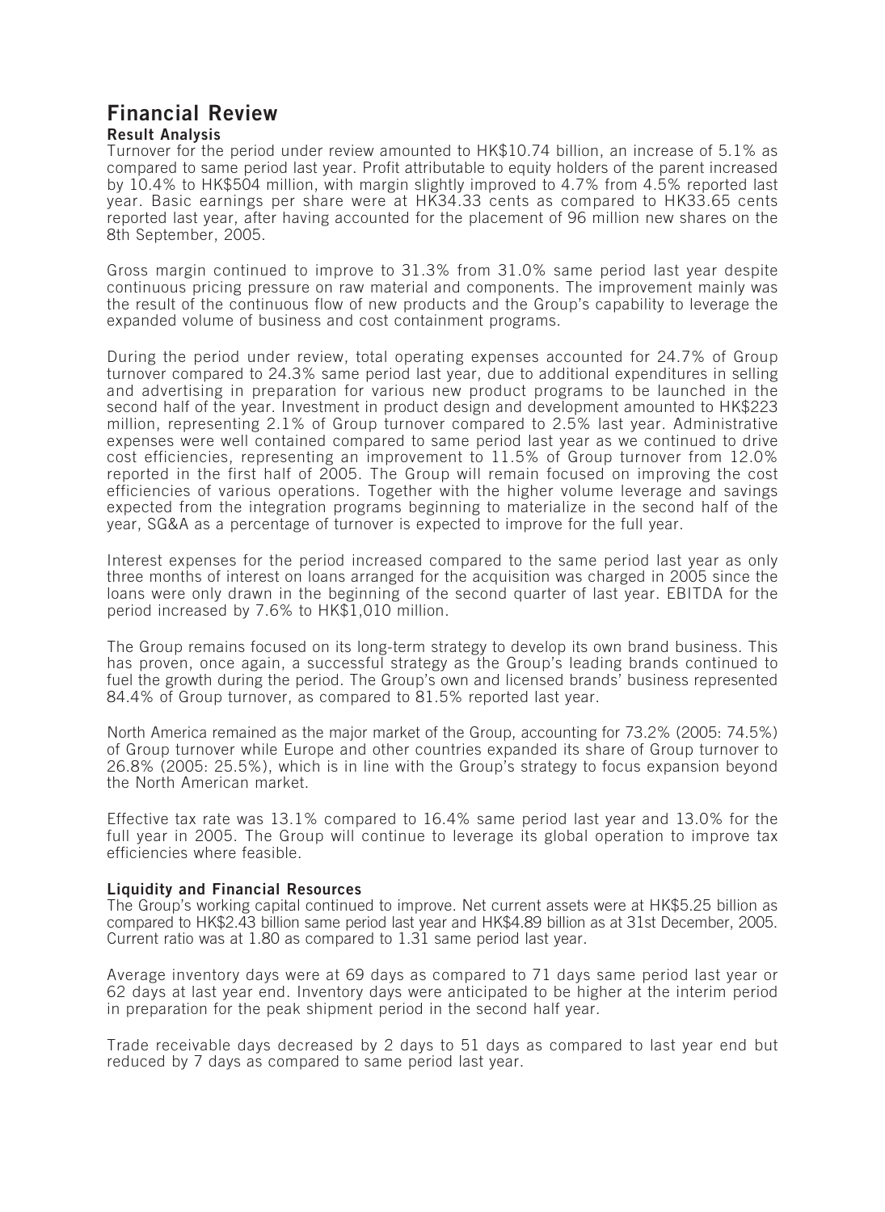# Financial Review

### Result Analysis

Turnover for the period under review amounted to HK$10.74 billion, an increase of 5.1% as compared to same period last year. Profit attributable to equity holders of the parent increased by 10.4% to HK$504 million, with margin slightly improved to 4.7% from 4.5% reported last year. Basic earnings per share were at HK34.33 cents as compared to HK33.65 cents reported last year, after having accounted for the placement of 96 million new shares on the 8th September, 2005.

Gross margin continued to improve to 31.3% from 31.0% same period last year despite continuous pricing pressure on raw material and components. The improvement mainly was the result of the continuous flow of new products and the Group's capability to leverage the expanded volume of business and cost containment programs.

During the period under review, total operating expenses accounted for 24.7% of Group turnover compared to 24.3% same period last year, due to additional expenditures in selling and advertising in preparation for various new product programs to be launched in the second half of the year. Investment in product design and development amounted to HK$223 million, representing 2.1% of Group turnover compared to 2.5% last year. Administrative expenses were well contained compared to same period last year as we continued to drive cost efficiencies, representing an improvement to 11.5% of Group turnover from 12.0% reported in the first half of 2005. The Group will remain focused on improving the cost efficiencies of various operations. Together with the higher volume leverage and savings expected from the integration programs beginning to materialize in the second half of the year, SG&A as a percentage of turnover is expected to improve for the full year.

Interest expenses for the period increased compared to the same period last year as only three months of interest on loans arranged for the acquisition was charged in 2005 since the loans were only drawn in the beginning of the second quarter of last year. EBITDA for the period increased by 7.6% to HK$1,010 million.

The Group remains focused on its long-term strategy to develop its own brand business. This has proven, once again, a successful strategy as the Group's leading brands continued to fuel the growth during the period. The Group's own and licensed brands' business represented 84.4% of Group turnover, as compared to 81.5% reported last year.

North America remained as the major market of the Group, accounting for 73.2% (2005: 74.5%) of Group turnover while Europe and other countries expanded its share of Group turnover to 26.8% (2005: 25.5%), which is in line with the Group's strategy to focus expansion beyond the North American market.

Effective tax rate was 13.1% compared to 16.4% same period last year and 13.0% for the full year in 2005. The Group will continue to leverage its global operation to improve tax efficiencies where feasible.

### Liquidity and Financial Resources

The Group's working capital continued to improve. Net current assets were at HK$5.25 billion as compared to HK$2.43 billion same period last year and HK$4.89 billion as at 31st December, 2005. Current ratio was at 1.80 as compared to 1.31 same period last year.

Average inventory days were at 69 days as compared to 71 days same period last year or 62 days at last year end. Inventory days were anticipated to be higher at the interim period in preparation for the peak shipment period in the second half year.

Trade receivable days decreased by 2 days to 51 days as compared to last year end but reduced by 7 days as compared to same period last year.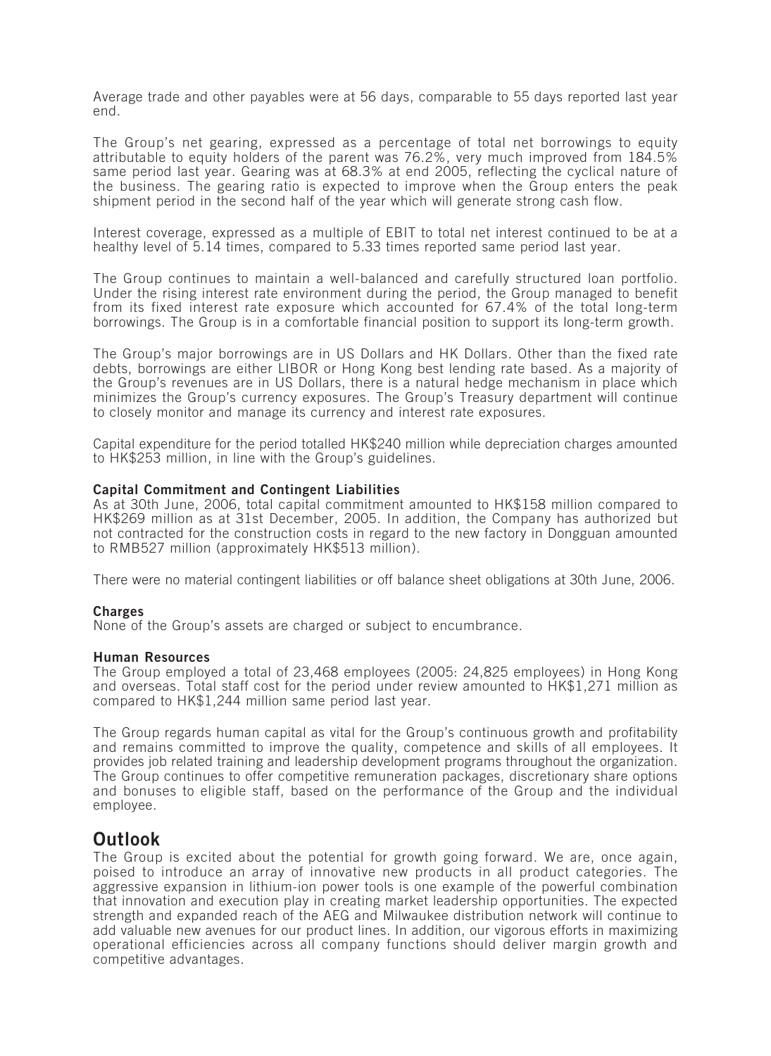Average trade and other payables were at 56 days, comparable to 55 days reported last year end.

The Group's net gearing, expressed as a percentage of total net borrowings to equity attributable to equity holders of the parent was 76.2%, very much improved from 184.5% same period last year. Gearing was at 68.3% at end 2005, reflecting the cyclical nature of the business. The gearing ratio is expected to improve when the Group enters the peak shipment period in the second half of the year which will generate strong cash flow.

Interest coverage, expressed as a multiple of EBIT to total net interest continued to be at a healthy level of 5.14 times, compared to 5.33 times reported same period last year.

The Group continues to maintain a well-balanced and carefully structured loan portfolio. Under the rising interest rate environment during the period, the Group managed to benefit from its fixed interest rate exposure which accounted for 67.4% of the total long-term borrowings. The Group is in a comfortable financial position to support its long-term growth.

The Group's major borrowings are in US Dollars and HK Dollars. Other than the fixed rate debts, borrowings are either LIBOR or Hong Kong best lending rate based. As a majority of the Group's revenues are in US Dollars, there is a natural hedge mechanism in place which minimizes the Group's currency exposures. The Group's Treasury department will continue to closely monitor and manage its currency and interest rate exposures.

Capital expenditure for the period totalled HK$240 million while depreciation charges amounted to HK$253 million, in line with the Group's guidelines.

**Capital Commitment and Contingent Liabilities**
As at 30th June, 2006, total capital commitment amounted to HK$158 million compared to HK$269 million as at 31st December, 2005. In addition, the Company has authorized but not contracted for the construction costs in regard to the new factory in Dongguan amounted to RMB527 million (approximately HK$513 million).

There were no material contingent liabilities or off balance sheet obligations at 30th June, 2006.

**Charges**
None of the Group's assets are charged or subject to encumbrance.

**Human Resources**
The Group employed a total of 23,468 employees (2005: 24,825 employees) in Hong Kong and overseas. Total staff cost for the period under review amounted to HK$1,271 million as compared to HK$1,244 million same period last year.

The Group regards human capital as vital for the Group's continuous growth and profitability and remains committed to improve the quality, competence and skills of all employees. It provides job related training and leadership development programs throughout the organization. The Group continues to offer competitive remuneration packages, discretionary share options and bonuses to eligible staff, based on the performance of the Group and the individual employee.

## Outlook

The Group is excited about the potential for growth going forward. We are, once again, poised to introduce an array of innovative new products in all product categories. The aggressive expansion in lithium-ion power tools is one example of the powerful combination that innovation and execution play in creating market leadership opportunities. The expected strength and expanded reach of the AEG and Milwaukee distribution network will continue to add valuable new avenues for our product lines. In addition, our vigorous efforts in maximizing operational efficiencies across all company functions should deliver margin growth and competitive advantages.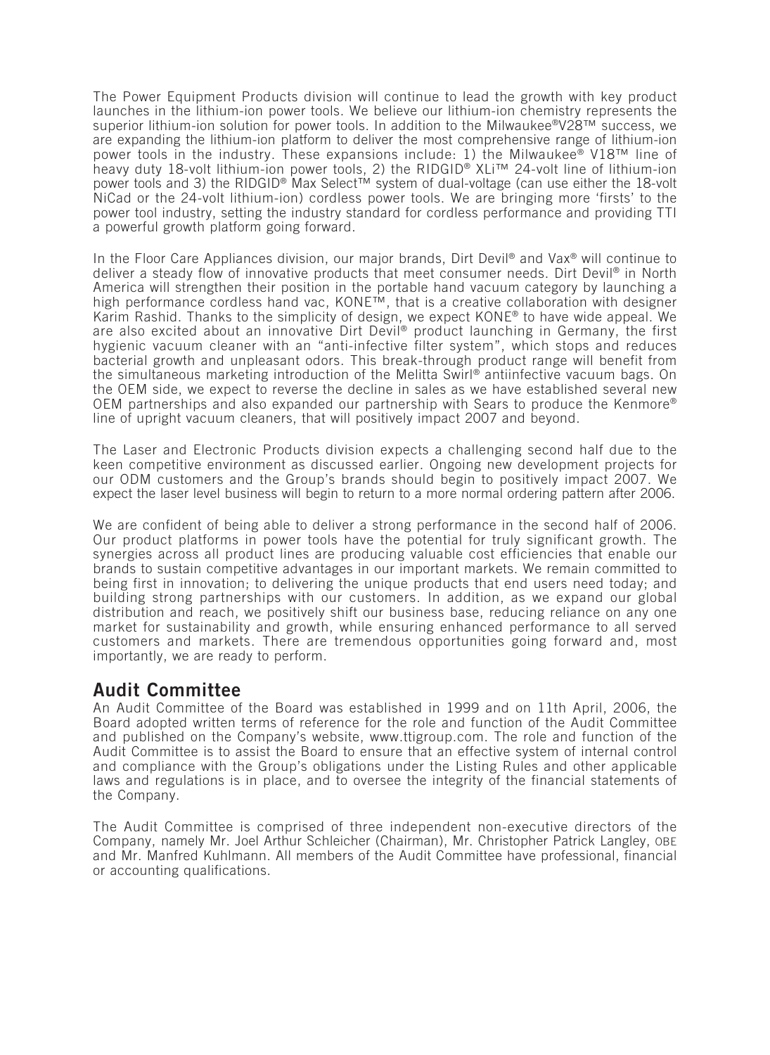The Power Equipment Products division will continue to lead the growth with key product launches in the lithium-ion power tools. We believe our lithium-ion chemistry represents the superior lithium-ion solution for power tools. In addition to the Milwaukee®V28™ success, we are expanding the lithium-ion platform to deliver the most comprehensive range of lithium-ion power tools in the industry. These expansions include: 1) the Milwaukee® V18™ line of heavy duty 18-volt lithium-ion power tools, 2) the RIDGID® XLi™ 24-volt line of lithium-ion power tools and 3) the RIDGID® Max Select™ system of dual-voltage (can use either the 18-volt NiCad or the 24-volt lithium-ion) cordless power tools. We are bringing more 'firsts' to the power tool industry, setting the industry standard for cordless performance and providing TTI a powerful growth platform going forward.

In the Floor Care Appliances division, our major brands, Dirt Devil® and Vax® will continue to deliver a steady flow of innovative products that meet consumer needs. Dirt Devil® in North America will strengthen their position in the portable hand vacuum category by launching a high performance cordless hand vac, KONE™, that is a creative collaboration with designer Karim Rashid. Thanks to the simplicity of design, we expect KONE® to have wide appeal. We are also excited about an innovative Dirt Devil® product launching in Germany, the first hygienic vacuum cleaner with an "anti-infective filter system", which stops and reduces bacterial growth and unpleasant odors. This break-through product range will benefit from the simultaneous marketing introduction of the Melitta Swirl® antiinfective vacuum bags. On the OEM side, we expect to reverse the decline in sales as we have established several new OEM partnerships and also expanded our partnership with Sears to produce the Kenmore® line of upright vacuum cleaners, that will positively impact 2007 and beyond.

The Laser and Electronic Products division expects a challenging second half due to the keen competitive environment as discussed earlier. Ongoing new development projects for our ODM customers and the Group's brands should begin to positively impact 2007. We expect the laser level business will begin to return to a more normal ordering pattern after 2006.

We are confident of being able to deliver a strong performance in the second half of 2006. Our product platforms in power tools have the potential for truly significant growth. The synergies across all product lines are producing valuable cost efficiencies that enable our brands to sustain competitive advantages in our important markets. We remain committed to being first in innovation; to delivering the unique products that end users need today; and building strong partnerships with our customers. In addition, as we expand our global distribution and reach, we positively shift our business base, reducing reliance on any one market for sustainability and growth, while ensuring enhanced performance to all served customers and markets. There are tremendous opportunities going forward and, most importantly, we are ready to perform.

## Audit Committee

An Audit Committee of the Board was established in 1999 and on 11th April, 2006, the Board adopted written terms of reference for the role and function of the Audit Committee and published on the Company's website, www.ttigroup.com. The role and function of the Audit Committee is to assist the Board to ensure that an effective system of internal control and compliance with the Group's obligations under the Listing Rules and other applicable laws and regulations is in place, and to oversee the integrity of the financial statements of the Company.

The Audit Committee is comprised of three independent non-executive directors of the Company, namely Mr. Joel Arthur Schleicher (Chairman), Mr. Christopher Patrick Langley, OBE and Mr. Manfred Kuhlmann. All members of the Audit Committee have professional, financial or accounting qualifications.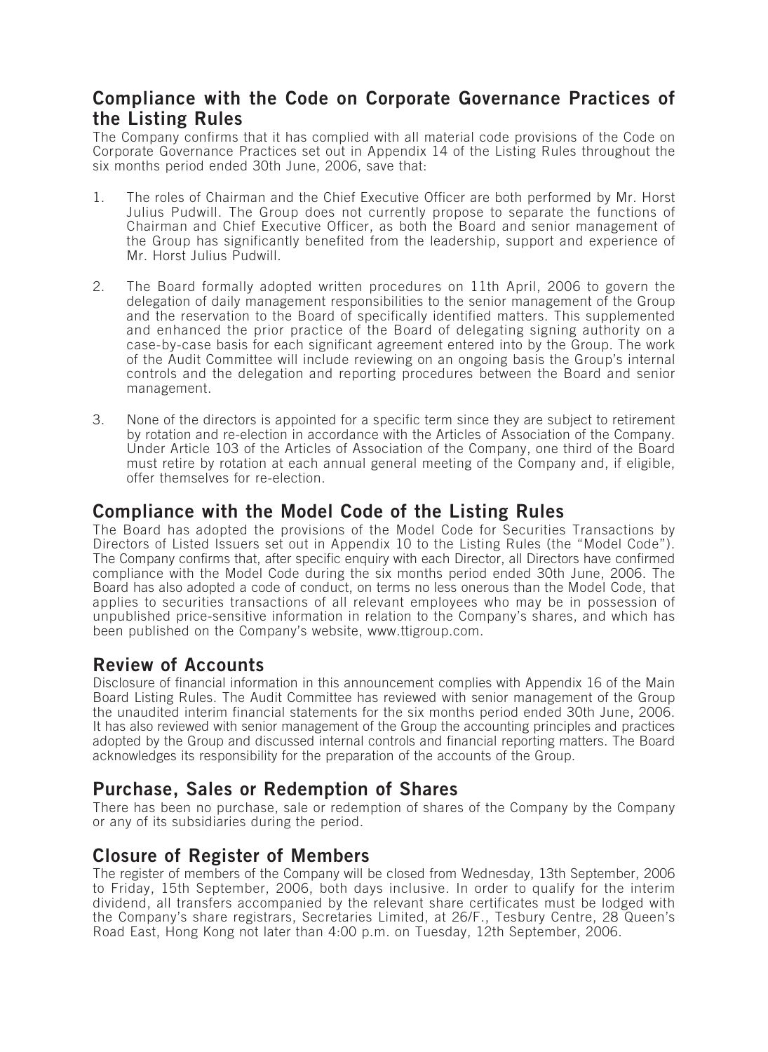## Compliance with the Code on Corporate Governance Practices of the Listing Rules

The Company confirms that it has complied with all material code provisions of the Code on Corporate Governance Practices set out in Appendix 14 of the Listing Rules throughout the six months period ended 30th June, 2006, save that:

1. The roles of Chairman and the Chief Executive Officer are both performed by Mr. Horst Julius Pudwill. The Group does not currently propose to separate the functions of Chairman and Chief Executive Officer, as both the Board and senior management of the Group has significantly benefited from the leadership, support and experience of Mr. Horst Julius Pudwill.

2. The Board formally adopted written procedures on 11th April, 2006 to govern the delegation of daily management responsibilities to the senior management of the Group and the reservation to the Board of specifically identified matters. This supplemented and enhanced the prior practice of the Board of delegating signing authority on a case-by-case basis for each significant agreement entered into by the Group. The work of the Audit Committee will include reviewing on an ongoing basis the Group's internal controls and the delegation and reporting procedures between the Board and senior management.

3. None of the directors is appointed for a specific term since they are subject to retirement by rotation and re-election in accordance with the Articles of Association of the Company. Under Article 103 of the Articles of Association of the Company, one third of the Board must retire by rotation at each annual general meeting of the Company and, if eligible, offer themselves for re-election.

## Compliance with the Model Code of the Listing Rules

The Board has adopted the provisions of the Model Code for Securities Transactions by Directors of Listed Issuers set out in Appendix 10 to the Listing Rules (the "Model Code"). The Company confirms that, after specific enquiry with each Director, all Directors have confirmed compliance with the Model Code during the six months period ended 30th June, 2006. The Board has also adopted a code of conduct, on terms no less onerous than the Model Code, that applies to securities transactions of all relevant employees who may be in possession of unpublished price-sensitive information in relation to the Company's shares, and which has been published on the Company's website, www.ttigroup.com.

## Review of Accounts

Disclosure of financial information in this announcement complies with Appendix 16 of the Main Board Listing Rules. The Audit Committee has reviewed with senior management of the Group the unaudited interim financial statements for the six months period ended 30th June, 2006. It has also reviewed with senior management of the Group the accounting principles and practices adopted by the Group and discussed internal controls and financial reporting matters. The Board acknowledges its responsibility for the preparation of the accounts of the Group.

## Purchase, Sales or Redemption of Shares

There has been no purchase, sale or redemption of shares of the Company by the Company or any of its subsidiaries during the period.

## Closure of Register of Members

The register of members of the Company will be closed from Wednesday, 13th September, 2006 to Friday, 15th September, 2006, both days inclusive. In order to qualify for the interim dividend, all transfers accompanied by the relevant share certificates must be lodged with the Company's share registrars, Secretaries Limited, at 26/F., Tesbury Centre, 28 Queen's Road East, Hong Kong not later than 4:00 p.m. on Tuesday, 12th September, 2006.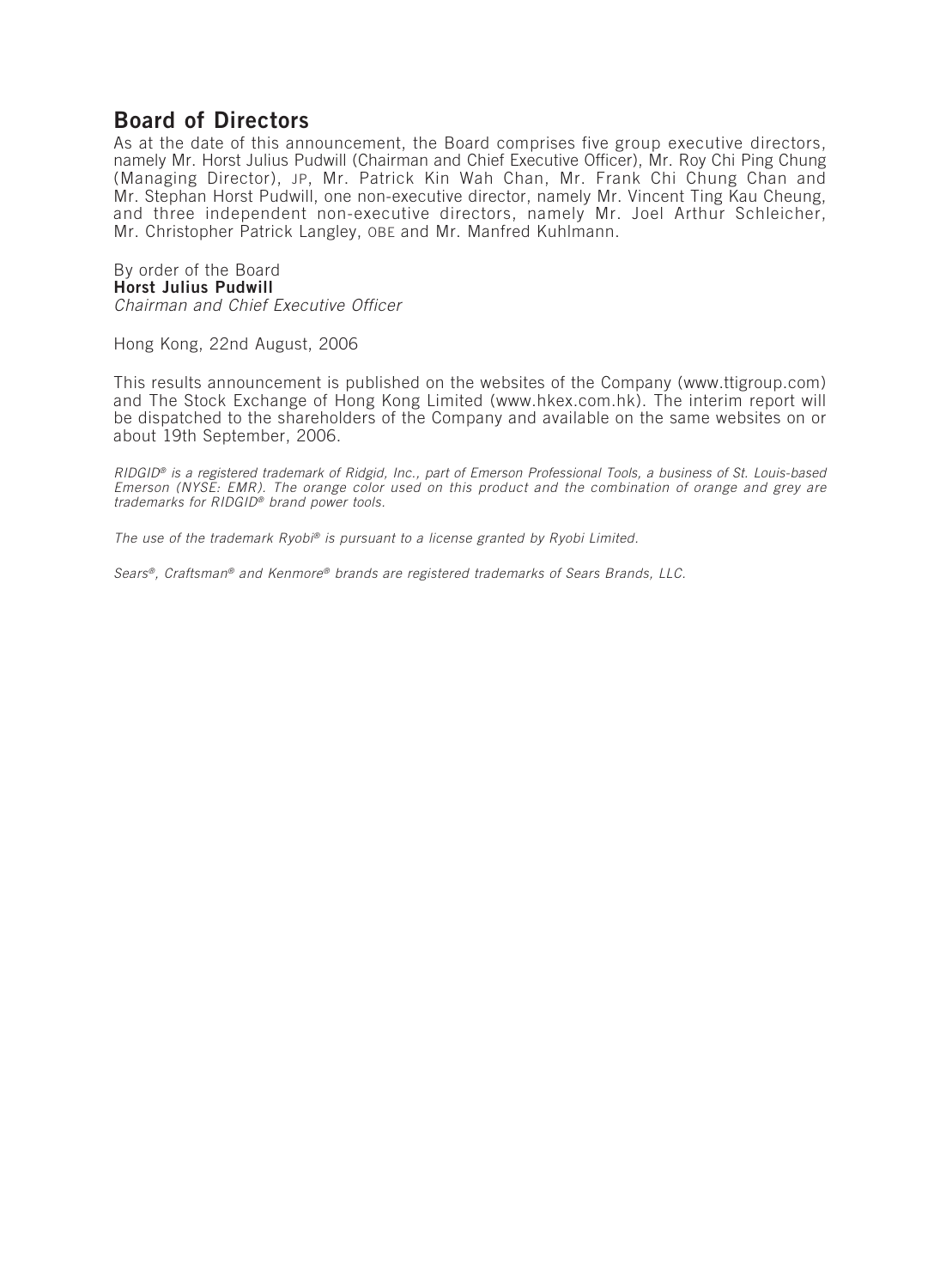## Board of Directors

As at the date of this announcement, the Board comprises five group executive directors, namely Mr. Horst Julius Pudwill (Chairman and Chief Executive Officer), Mr. Roy Chi Ping Chung (Managing Director), JP, Mr. Patrick Kin Wah Chan, Mr. Frank Chi Chung Chan and Mr. Stephan Horst Pudwill, one non-executive director, namely Mr. Vincent Ting Kau Cheung, and three independent non-executive directors, namely Mr. Joel Arthur Schleicher, Mr. Christopher Patrick Langley, OBE and Mr. Manfred Kuhlmann.

By order of the Board
**Horst Julius Pudwill**
*Chairman and Chief Executive Officer*

Hong Kong, 22nd August, 2006

This results announcement is published on the websites of the Company (www.ttigroup.com) and The Stock Exchange of Hong Kong Limited (www.hkex.com.hk). The interim report will be dispatched to the shareholders of the Company and available on the same websites on or about 19th September, 2006.

*RIDGID® is a registered trademark of Ridgid, Inc., part of Emerson Professional Tools, a business of St. Louis-based Emerson (NYSE: EMR). The orange color used on this product and the combination of orange and grey are trademarks for RIDGID® brand power tools.*

*The use of the trademark Ryobi® is pursuant to a license granted by Ryobi Limited.*

*Sears®, Craftsman® and Kenmore® brands are registered trademarks of Sears Brands, LLC.*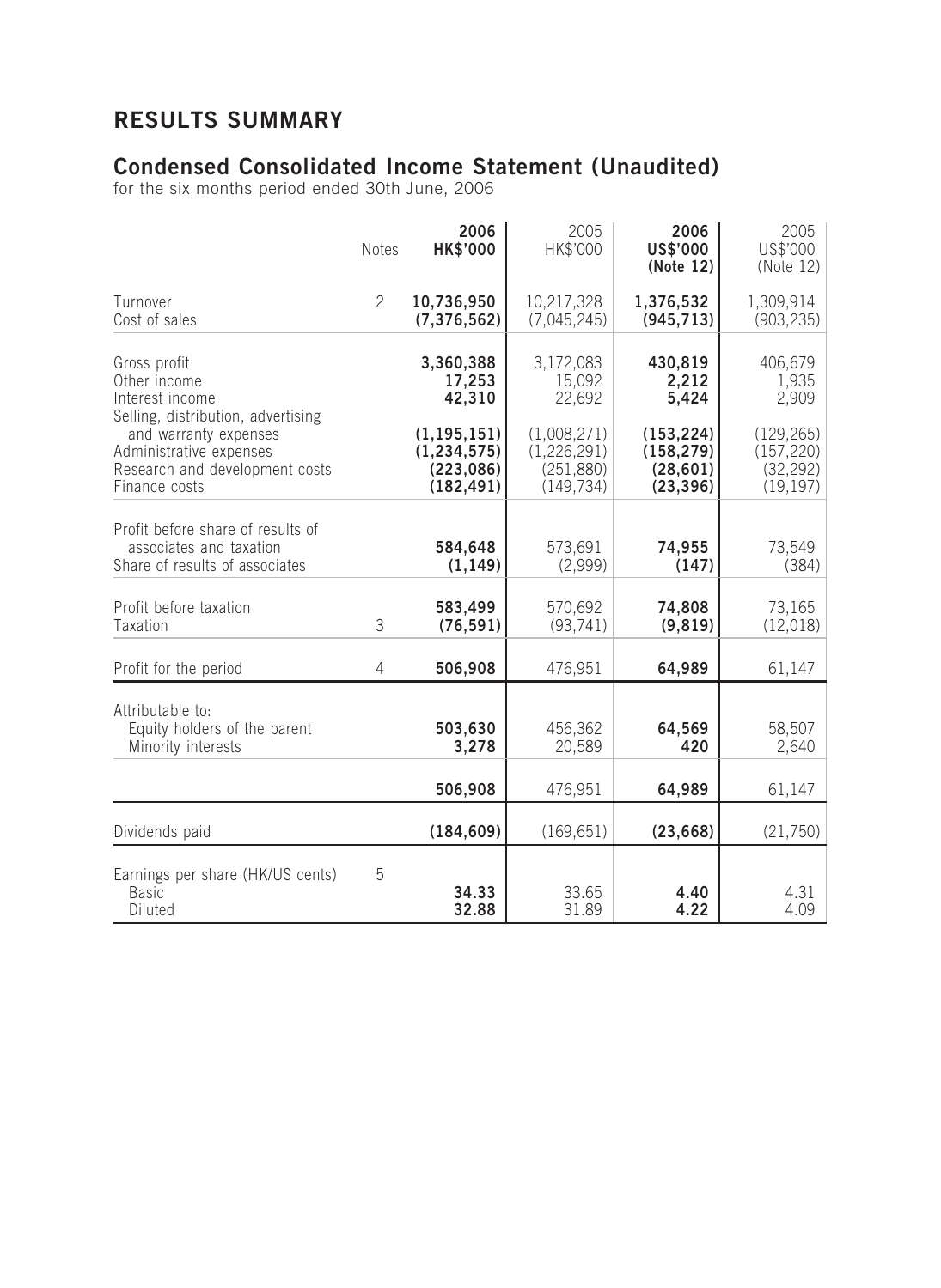# RESULTS SUMMARY

## Condensed Consolidated Income Statement (Unaudited)

for the six months period ended 30th June, 2006

| | Notes | **2006 HK$'000** | 2005 HK$'000 | **2006 US$'000 (Note 12)** | 2005 US$'000 (Note 12) |
|---|---|---|---|---|---|
| Turnover | 2 | **10,736,950** | 10,217,328 | **1,376,532** | 1,309,914 |
| Cost of sales | | **(7,376,562)** | (7,045,245) | **(945,713)** | (903,235) |
| Gross profit | | **3,360,388** | 3,172,083 | **430,819** | 406,679 |
| Other income | | **17,253** | 15,092 | **2,212** | 1,935 |
| Interest income | | **42,310** | 22,692 | **5,424** | 2,909 |
| Selling, distribution, advertising and warranty expenses | | **(1,195,151)** | (1,008,271) | **(153,224)** | (129,265) |
| Administrative expenses | | **(1,234,575)** | (1,226,291) | **(158,279)** | (157,220) |
| Research and development costs | | **(223,086)** | (251,880) | **(28,601)** | (32,292) |
| Finance costs | | **(182,491)** | (149,734) | **(23,396)** | (19,197) |
| Profit before share of results of associates and taxation | | **584,648** | 573,691 | **74,955** | 73,549 |
| Share of results of associates | | **(1,149)** | (2,999) | **(147)** | (384) |
| Profit before taxation | | **583,499** | 570,692 | **74,808** | 73,165 |
| Taxation | 3 | **(76,591)** | (93,741) | **(9,819)** | (12,018) |
| Profit for the period | 4 | **506,908** | 476,951 | **64,989** | 61,147 |
| Attributable to: | | | | | |
| Equity holders of the parent | | **503,630** | 456,362 | **64,569** | 58,507 |
| Minority interests | | **3,278** | 20,589 | **420** | 2,640 |
| | | **506,908** | 476,951 | **64,989** | 61,147 |
| Dividends paid | | **(184,609)** | (169,651) | **(23,668)** | (21,750) |
| Earnings per share (HK/US cents) | 5 | | | | |
| Basic | | **34.33** | 33.65 | **4.40** | 4.31 |
| Diluted | | **32.88** | 31.89 | **4.22** | 4.09 |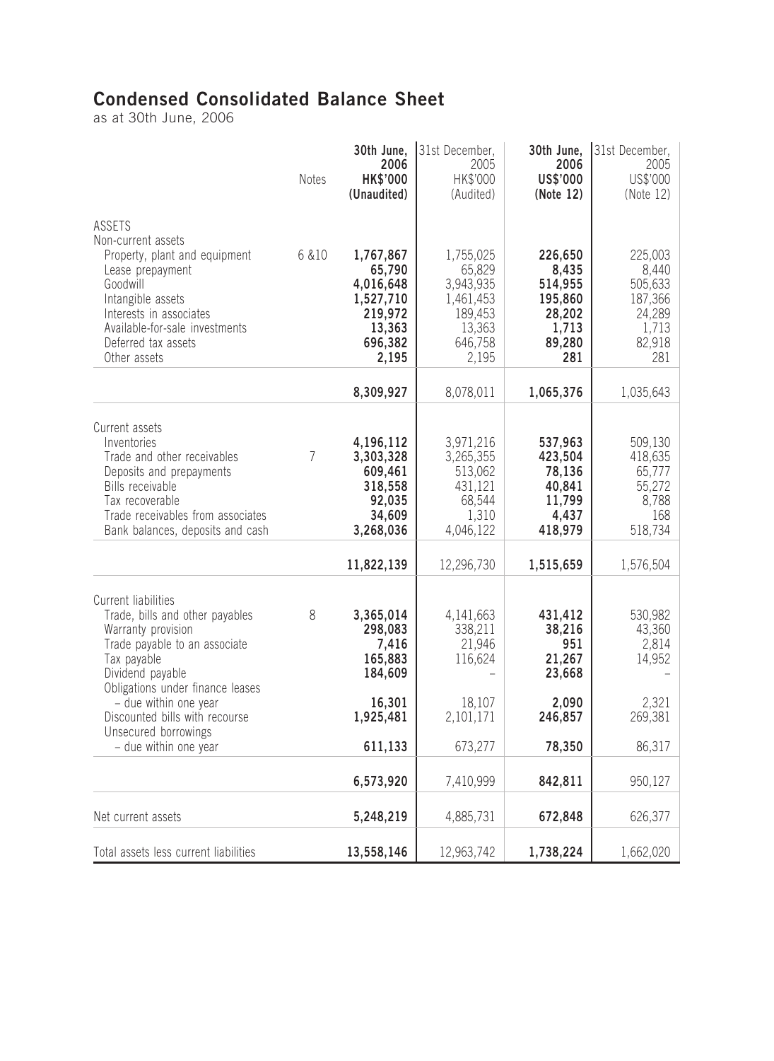# Condensed Consolidated Balance Sheet

as at 30th June, 2006

| | Notes | 30th June, 2006 HK$'000 (Unaudited) | 31st December, 2005 HK$'000 (Audited) | 30th June, 2006 US$'000 (Note 12) | 31st December, 2005 US$'000 (Note 12) |
|---|---|---|---|---|---|
| ASSETS | | | | | |
| Non-current assets | | | | | |
| Property, plant and equipment | 6 &10 | **1,767,867** | 1,755,025 | **226,650** | 225,003 |
| Lease prepayment | | **65,790** | 65,829 | **8,435** | 8,440 |
| Goodwill | | **4,016,648** | 3,943,935 | **514,955** | 505,633 |
| Intangible assets | | **1,527,710** | 1,461,453 | **195,860** | 187,366 |
| Interests in associates | | **219,972** | 189,453 | **28,202** | 24,289 |
| Available-for-sale investments | | **13,363** | 13,363 | **1,713** | 1,713 |
| Deferred tax assets | | **696,382** | 646,758 | **89,280** | 82,918 |
| Other assets | | **2,195** | 2,195 | **281** | 281 |
| | | **8,309,927** | 8,078,011 | **1,065,376** | 1,035,643 |
| Current assets | | | | | |
| Inventories | | **4,196,112** | 3,971,216 | **537,963** | 509,130 |
| Trade and other receivables | 7 | **3,303,328** | 3,265,355 | **423,504** | 418,635 |
| Deposits and prepayments | | **609,461** | 513,062 | **78,136** | 65,777 |
| Bills receivable | | **318,558** | 431,121 | **40,841** | 55,272 |
| Tax recoverable | | **92,035** | 68,544 | **11,799** | 8,788 |
| Trade receivables from associates | | **34,609** | 1,310 | **4,437** | 168 |
| Bank balances, deposits and cash | | **3,268,036** | 4,046,122 | **418,979** | 518,734 |
| | | **11,822,139** | 12,296,730 | **1,515,659** | 1,576,504 |
| Current liabilities | | | | | |
| Trade, bills and other payables | 8 | **3,365,014** | 4,141,663 | **431,412** | 530,982 |
| Warranty provision | | **298,083** | 338,211 | **38,216** | 43,360 |
| Trade payable to an associate | | **7,416** | 21,946 | **951** | 2,814 |
| Tax payable | | **165,883** | 116,624 | **21,267** | 14,952 |
| Dividend payable | | **184,609** | – | **23,668** | – |
| Obligations under finance leases – due within one year | | **16,301** | 18,107 | **2,090** | 2,321 |
| Discounted bills with recourse | | **1,925,481** | 2,101,171 | **246,857** | 269,381 |
| Unsecured borrowings – due within one year | | **611,133** | 673,277 | **78,350** | 86,317 |
| | | **6,573,920** | 7,410,999 | **842,811** | 950,127 |
| Net current assets | | **5,248,219** | 4,885,731 | **672,848** | 626,377 |
| Total assets less current liabilities | | **13,558,146** | 12,963,742 | **1,738,224** | 1,662,020 |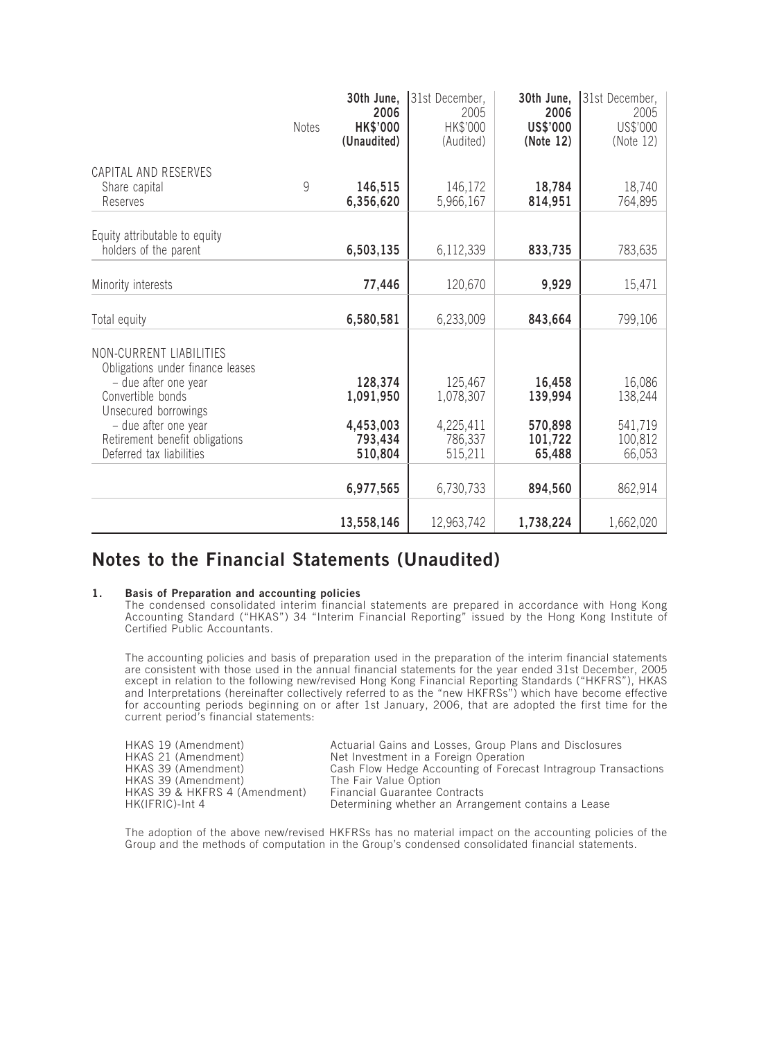| | Notes | 30th June, 2006 HK$'000 (Unaudited) | 31st December, 2005 HK$'000 (Audited) | 30th June, 2006 US$'000 (Note 12) | 31st December, 2005 US$'000 (Note 12) |
|---|---|---|---|---|---|
| CAPITAL AND RESERVES | | | | | |
| Share capital | 9 | **146,515** | 146,172 | **18,784** | 18,740 |
| Reserves | | **6,356,620** | 5,966,167 | **814,951** | 764,895 |
| Equity attributable to equity holders of the parent | | **6,503,135** | 6,112,339 | **833,735** | 783,635 |
| Minority interests | | **77,446** | 120,670 | **9,929** | 15,471 |
| Total equity | | **6,580,581** | 6,233,009 | **843,664** | 799,106 |
| NON-CURRENT LIABILITIES | | | | | |
| Obligations under finance leases | | | | | |
| – due after one year | | **128,374** | 125,467 | **16,458** | 16,086 |
| Convertible bonds | | **1,091,950** | 1,078,307 | **139,994** | 138,244 |
| Unsecured borrowings | | | | | |
| – due after one year | | **4,453,003** | 4,225,411 | **570,898** | 541,719 |
| Retirement benefit obligations | | **793,434** | 786,337 | **101,722** | 100,812 |
| Deferred tax liabilities | | **510,804** | 515,211 | **65,488** | 66,053 |
| | | **6,977,565** | 6,730,733 | **894,560** | 862,914 |
| | | **13,558,146** | 12,963,742 | **1,738,224** | 1,662,020 |

## Notes to the Financial Statements (Unaudited)

### 1. Basis of Preparation and accounting policies

The condensed consolidated interim financial statements are prepared in accordance with Hong Kong Accounting Standard ("HKAS") 34 "Interim Financial Reporting" issued by the Hong Kong Institute of Certified Public Accountants.

The accounting policies and basis of preparation used in the preparation of the interim financial statements are consistent with those used in the annual financial statements for the year ended 31st December, 2005 except in relation to the following new/revised Hong Kong Financial Reporting Standards ("HKFRS"), HKAS and Interpretations (hereinafter collectively referred to as the "new HKFRSs") which have become effective for accounting periods beginning on or after 1st January, 2006, that are adopted the first time for the current period's financial statements:

| | |
|---|---|
| HKAS 19 (Amendment) | Actuarial Gains and Losses, Group Plans and Disclosures |
| HKAS 21 (Amendment) | Net Investment in a Foreign Operation |
| HKAS 39 (Amendment) | Cash Flow Hedge Accounting of Forecast Intragroup Transactions |
| HKAS 39 (Amendment) | The Fair Value Option |
| HKAS 39 & HKFRS 4 (Amendment) | Financial Guarantee Contracts |
| HK(IFRIC)-Int 4 | Determining whether an Arrangement contains a Lease |

The adoption of the above new/revised HKFRSs has no material impact on the accounting policies of the Group and the methods of computation in the Group's condensed consolidated financial statements.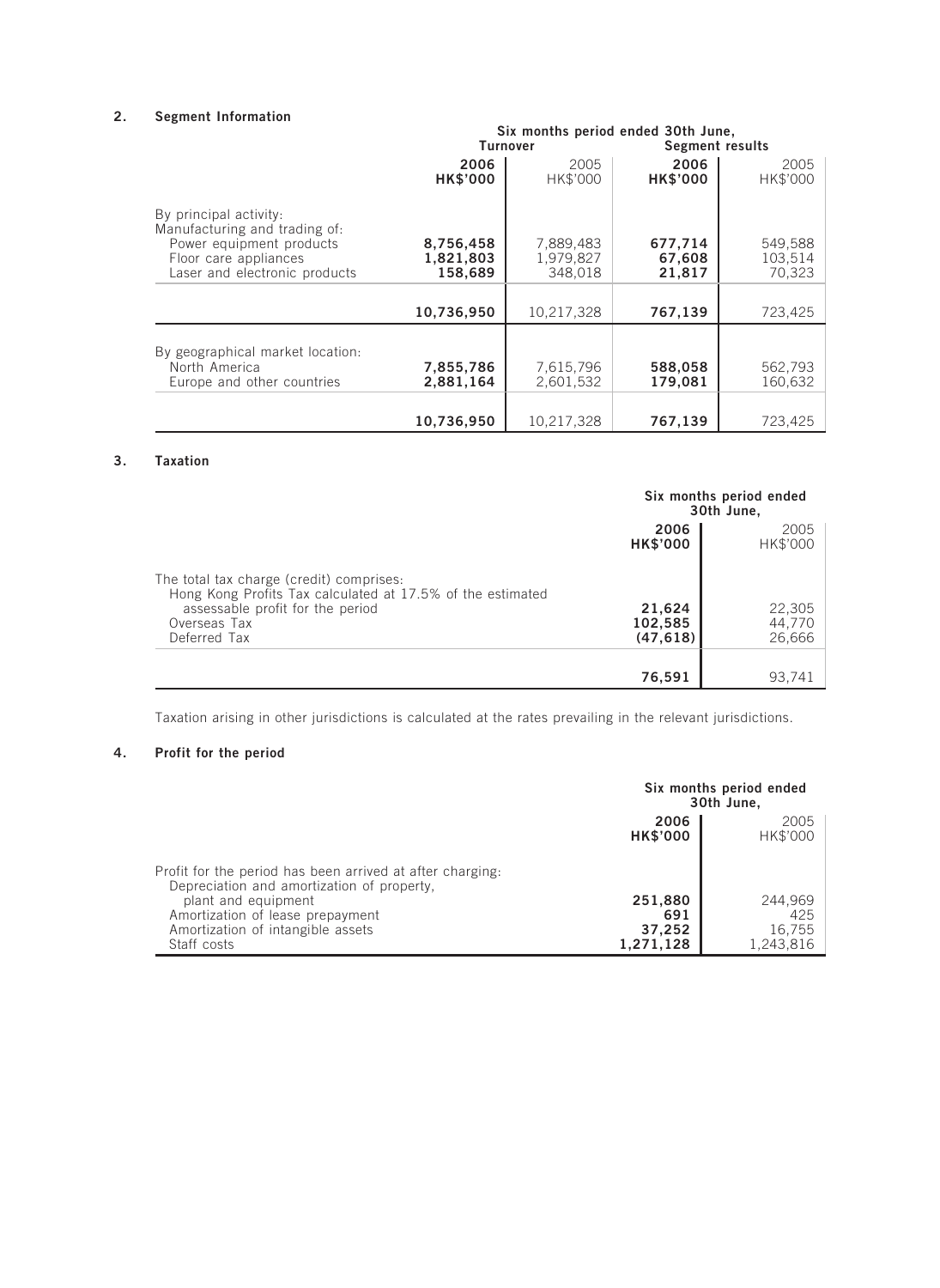## 2. Segment Information

| | Six months period ended 30th June, | | | |
|---|---|---|---|---|
| | Turnover | | Segment results | |
| | **2006** | 2005 | **2006** | 2005 |
| | **HK$'000** | HK$'000 | **HK$'000** | HK$'000 |
| By principal activity: | | | | |
| Manufacturing and trading of: | | | | |
| Power equipment products | **8,756,458** | 7,889,483 | **677,714** | 549,588 |
| Floor care appliances | **1,821,803** | 1,979,827 | **67,608** | 103,514 |
| Laser and electronic products | **158,689** | 348,018 | **21,817** | 70,323 |
| | **10,736,950** | 10,217,328 | **767,139** | 723,425 |
| By geographical market location: | | | | |
| North America | **7,855,786** | 7,615,796 | **588,058** | 562,793 |
| Europe and other countries | **2,881,164** | 2,601,532 | **179,081** | 160,632 |
| | **10,736,950** | 10,217,328 | **767,139** | 723,425 |

## 3. Taxation

| | Six months period ended 30th June, | |
|---|---|---|
| | **2006** | 2005 |
| | **HK$'000** | HK$'000 |
| The total tax charge (credit) comprises: | | |
| Hong Kong Profits Tax calculated at 17.5% of the estimated assessable profit for the period | **21,624** | 22,305 |
| Overseas Tax | **102,585** | 44,770 |
| Deferred Tax | **(47,618)** | 26,666 |
| | **76,591** | 93,741 |

Taxation arising in other jurisdictions is calculated at the rates prevailing in the relevant jurisdictions.

## 4. Profit for the period

| | Six months period ended 30th June, | |
|---|---|---|
| | **2006** | 2005 |
| | **HK$'000** | HK$'000 |
| Profit for the period has been arrived at after charging: | | |
| Depreciation and amortization of property, plant and equipment | **251,880** | 244,969 |
| Amortization of lease prepayment | **691** | 425 |
| Amortization of intangible assets | **37,252** | 16,755 |
| Staff costs | **1,271,128** | 1,243,816 |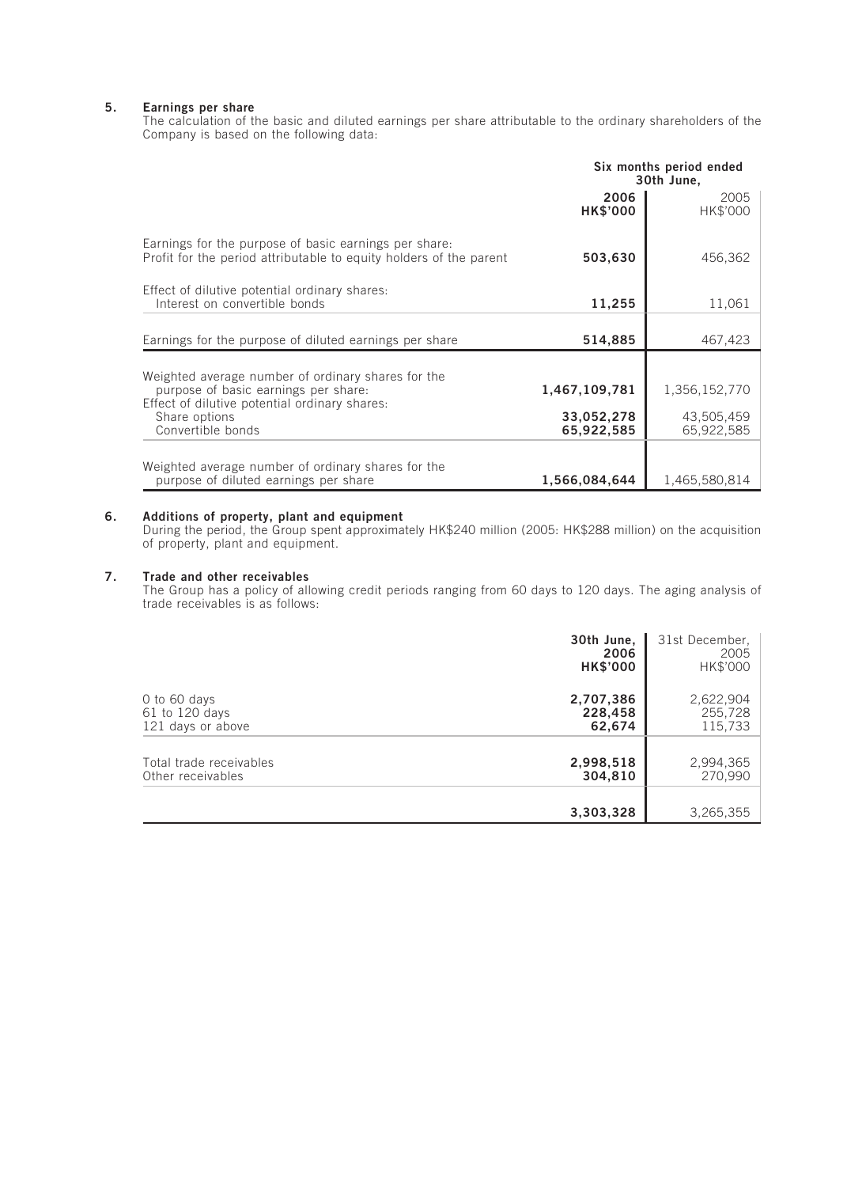## 5. Earnings per share

The calculation of the basic and diluted earnings per share attributable to the ordinary shareholders of the Company is based on the following data:

| | Six months period ended 30th June, | |
|---|---|---|
| | **2006** **HK$'000** | 2005 HK$'000 |
| Earnings for the purpose of basic earnings per share: Profit for the period attributable to equity holders of the parent | **503,630** | 456,362 |
| Effect of dilutive potential ordinary shares: Interest on convertible bonds | **11,255** | 11,061 |
| Earnings for the purpose of diluted earnings per share | **514,885** | 467,423 |
| Weighted average number of ordinary shares for the purpose of basic earnings per share: | **1,467,109,781** | 1,356,152,770 |
| Effect of dilutive potential ordinary shares: | | |
| Share options | **33,052,278** | 43,505,459 |
| Convertible bonds | **65,922,585** | 65,922,585 |
| Weighted average number of ordinary shares for the purpose of diluted earnings per share | **1,566,084,644** | 1,465,580,814 |

## 6. Additions of property, plant and equipment

During the period, the Group spent approximately HK$240 million (2005: HK$288 million) on the acquisition of property, plant and equipment.

## 7. Trade and other receivables

The Group has a policy of allowing credit periods ranging from 60 days to 120 days. The aging analysis of trade receivables is as follows:

| | **30th June, 2006** **HK$'000** | 31st December, 2005 HK$'000 |
|---|---|---|
| 0 to 60 days | **2,707,386** | 2,622,904 |
| 61 to 120 days | **228,458** | 255,728 |
| 121 days or above | **62,674** | 115,733 |
| Total trade receivables | **2,998,518** | 2,994,365 |
| Other receivables | **304,810** | 270,990 |
| | **3,303,328** | 3,265,355 |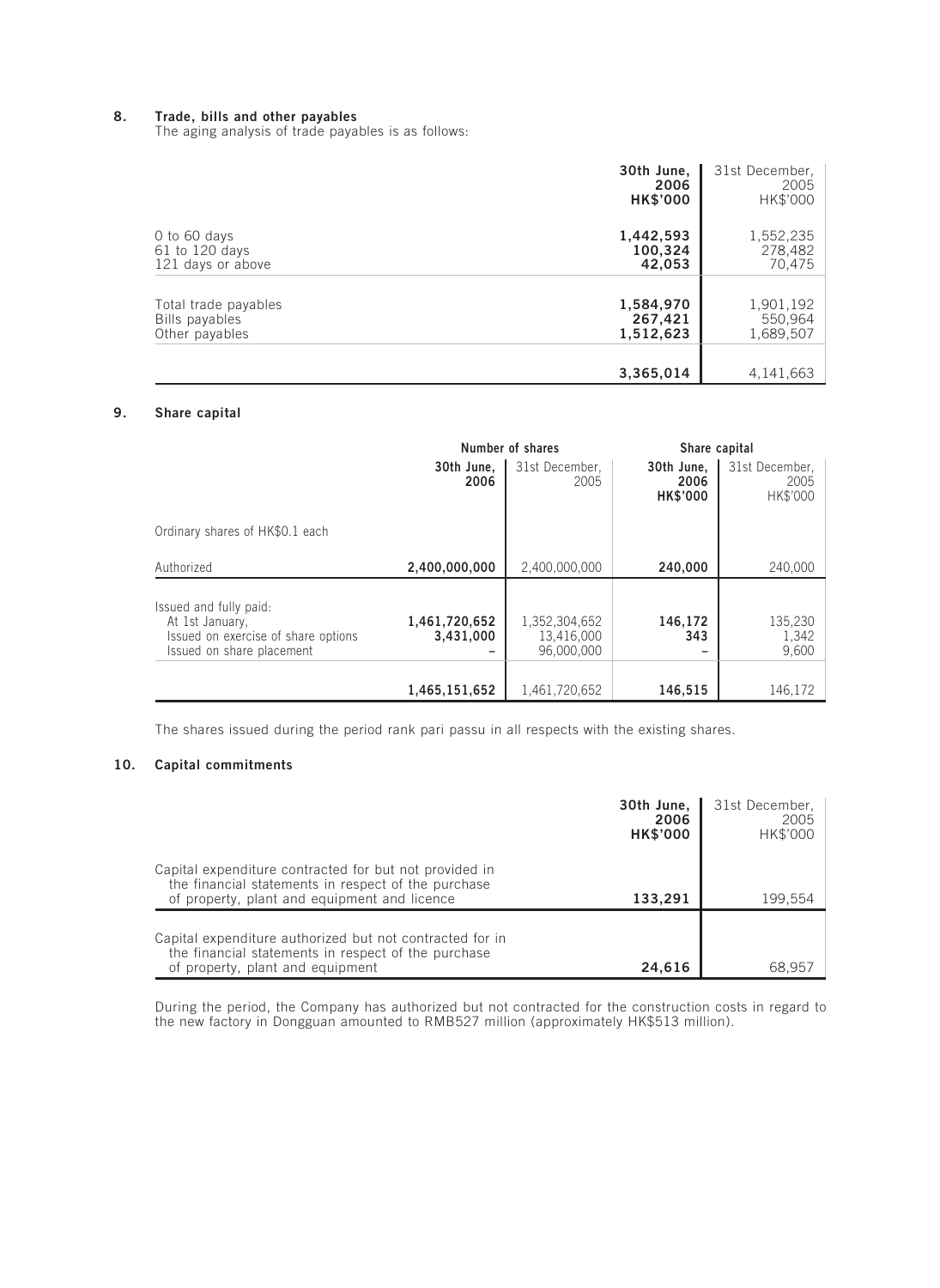## 8. Trade, bills and other payables

The aging analysis of trade payables is as follows:

| | **30th June, 2006 HK$'000** | 31st December, 2005 HK$'000 |
|---|---|---|
| 0 to 60 days | **1,442,593** | 1,552,235 |
| 61 to 120 days | **100,324** | 278,482 |
| 121 days or above | **42,053** | 70,475 |
| Total trade payables | **1,584,970** | 1,901,192 |
| Bills payables | **267,421** | 550,964 |
| Other payables | **1,512,623** | 1,689,507 |
| | **3,365,014** | 4,141,663 |

## 9. Share capital

| | Number of shares | | Share capital | |
|---|---|---|---|---|
| | **30th June, 2006** | 31st December, 2005 | **30th June, 2006 HK$'000** | 31st December, 2005 HK$'000 |
| Ordinary shares of HK$0.1 each | | | | |
| Authorized | **2,400,000,000** | 2,400,000,000 | **240,000** | 240,000 |
| Issued and fully paid: | | | | |
| At 1st January, | **1,461,720,652** | 1,352,304,652 | **146,172** | 135,230 |
| Issued on exercise of share options | **3,431,000** | 13,416,000 | **343** | 1,342 |
| Issued on share placement | **–** | 96,000,000 | **–** | 9,600 |
| | **1,465,151,652** | 1,461,720,652 | **146,515** | 146,172 |

The shares issued during the period rank pari passu in all respects with the existing shares.

## 10. Capital commitments

| | **30th June, 2006 HK$'000** | 31st December, 2005 HK$'000 |
|---|---|---|
| Capital expenditure contracted for but not provided in the financial statements in respect of the purchase of property, plant and equipment and licence | **133,291** | 199,554 |
| Capital expenditure authorized but not contracted for in the financial statements in respect of the purchase of property, plant and equipment | **24,616** | 68,957 |

During the period, the Company has authorized but not contracted for the construction costs in regard to the new factory in Dongguan amounted to RMB527 million (approximately HK$513 million).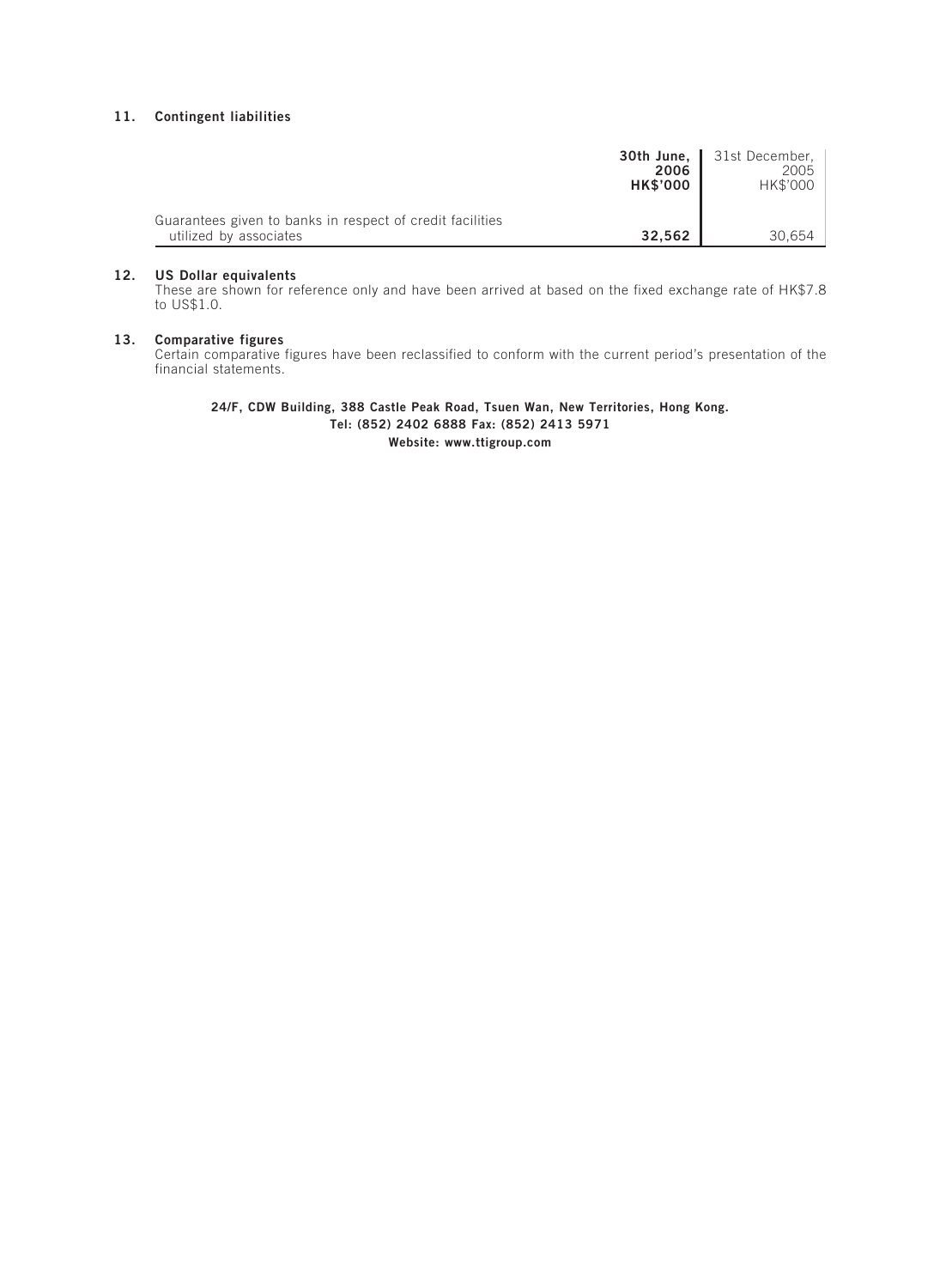## 11. Contingent liabilities

| | 30th June, 2006 HK$'000 | 31st December, 2005 HK$'000 |
|---|---|---|
| Guarantees given to banks in respect of credit facilities utilized by associates | **32,562** | 30,654 |

## 12. US Dollar equivalents

These are shown for reference only and have been arrived at based on the fixed exchange rate of HK$7.8 to US$1.0.

## 13. Comparative figures

Certain comparative figures have been reclassified to conform with the current period's presentation of the financial statements.

**24/F, CDW Building, 388 Castle Peak Road, Tsuen Wan, New Territories, Hong Kong.**
**Tel: (852) 2402 6888 Fax: (852) 2413 5971**
**Website: www.ttigroup.com**